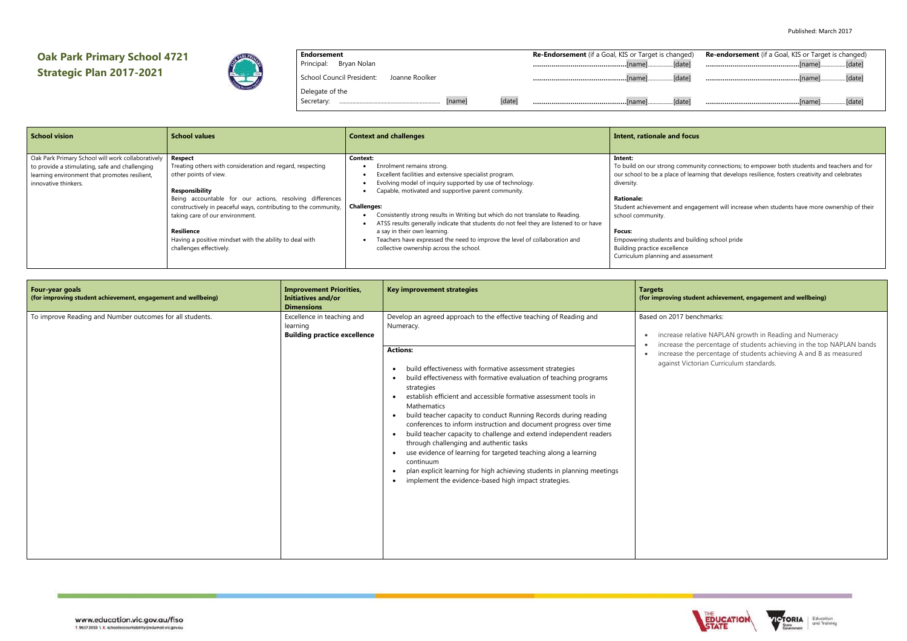Published: March 2017

# Oak Park Primary School 4721
# Strategic Plan 2017-2021

| Endorsement | Re-Endorsement (if a Goal, KIS or Target is changed) | Re-endorsement (if a Goal, KIS or Target is changed) |
|---|---|---|
| Principal: Bryan Nolan | ............................................[name]................[date] | ............................................[name]................[date] |
| School Council President: Joanne Roolker | ............................................[name]................[date] | ............................................[name]................[date] |
| Delegate of the Secretary: ........................................ [name] [date] | ............................................[name]................[date] | ............................................[name]................[date] |

| School vision | School values | Context and challenges | Intent, rationale and focus |
|---|---|---|---|
| Oak Park Primary School will work collaboratively to provide a stimulating, safe and challenging learning environment that promotes resilient, innovative thinkers. | **Respect**<br>Treating others with consideration and regard, respecting other points of view.<br><br>**Responsibility**<br>Being accountable for our actions, resolving differences constructively in peaceful ways, contributing to the community, taking care of our environment.<br><br>**Resilience**<br>Having a positive mindset with the ability to deal with challenges effectively. | **Context:**<br>• Enrolment remains strong.<br>• Excellent facilities and extensive specialist program.<br>• Evolving model of inquiry supported by use of technology.<br>• Capable, motivated and supportive parent community.<br><br>**Challenges:**<br>• Consistently strong results in Writing but which do not translate to Reading.<br>• ATSS results generally indicate that students do not feel they are listened to or have a say in their own learning.<br>• Teachers have expressed the need to improve the level of collaboration and collective ownership across the school. | **Intent:**<br>To build on our strong community connections; to empower both students and teachers and for our school to be a place of learning that develops resilience, fosters creativity and celebrates diversity.<br><br>**Rationale:**<br>Student achievement and engagement will increase when students have more ownership of their school community.<br><br>**Focus:**<br>Empowering students and building school pride<br>Building practice excellence<br>Curriculum planning and assessment |

| Four-year goals (for improving student achievement, engagement and wellbeing) | Improvement Priorities, Initiatives and/or Dimensions | Key improvement strategies | Targets (for improving student achievement, engagement and wellbeing) |
|---|---|---|---|
| To improve Reading and Number outcomes for all students. | Excellence in teaching and learning<br>**Building practice excellence** | Develop an agreed approach to the effective teaching of Reading and Numeracy.<br><br>**Actions:**<br>• build effectiveness with formative assessment strategies<br>• build effectiveness with formative evaluation of teaching programs strategies<br>• establish efficient and accessible formative assessment tools in Mathematics<br>• build teacher capacity to conduct Running Records during reading conferences to inform instruction and document progress over time<br>• build teacher capacity to challenge and extend independent readers through challenging and authentic tasks<br>• use evidence of learning for targeted teaching along a learning continuum<br>• plan explicit learning for high achieving students in planning meetings<br>• implement the evidence-based high impact strategies. | Based on 2017 benchmarks:<br>• increase relative NAPLAN growth in Reading and Numeracy<br>• increase the percentage of students achieving in the top NAPLAN bands<br>• increase the percentage of students achieving A and B as measured against Victorian Curriculum standards. |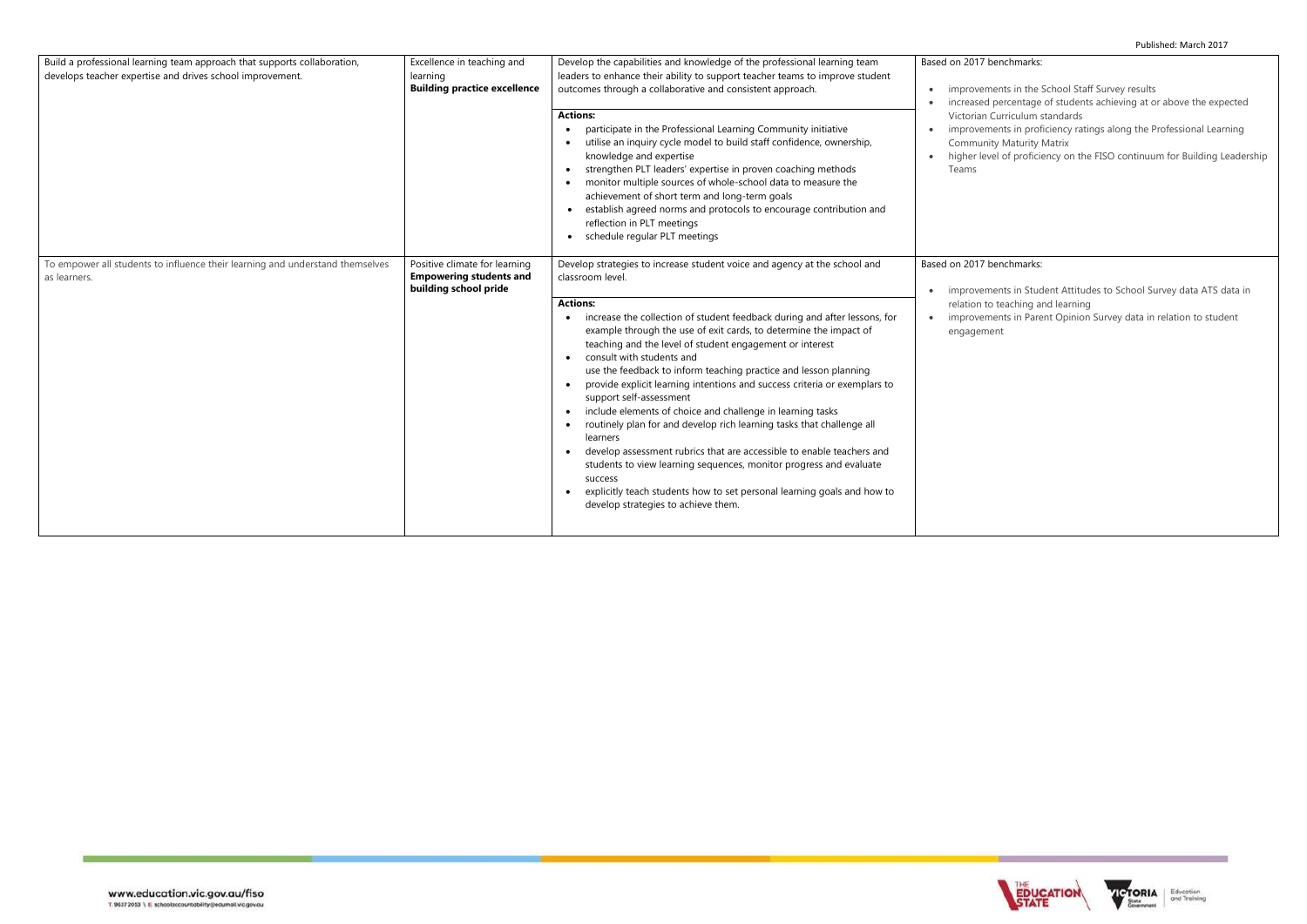| | | | |
|---|---|---|---|
| Build a professional learning team approach that supports collaboration, develops teacher expertise and drives school improvement. | Excellence in teaching and learning<br>**Building practice excellence** | Develop the capabilities and knowledge of the professional learning team leaders to enhance their ability to support teacher teams to improve student outcomes through a collaborative and consistent approach.<br><br>**Actions:**<br>• participate in the Professional Learning Community initiative<br>• utilise an inquiry cycle model to build staff confidence, ownership, knowledge and expertise<br>• strengthen PLT leaders' expertise in proven coaching methods<br>• monitor multiple sources of whole-school data to measure the achievement of short term and long-term goals<br>• establish agreed norms and protocols to encourage contribution and reflection in PLT meetings<br>• schedule regular PLT meetings | Based on 2017 benchmarks:<br>• improvements in the School Staff Survey results<br>• increased percentage of students achieving at or above the expected Victorian Curriculum standards<br>• improvements in proficiency ratings along the Professional Learning Community Maturity Matrix<br>• higher level of proficiency on the FISO continuum for Building Leadership Teams |
| To empower all students to influence their learning and understand themselves as learners. | Positive climate for learning<br>**Empowering students and building school pride** | Develop strategies to increase student voice and agency at the school and classroom level.<br><br>**Actions:**<br>• increase the collection of student feedback during and after lessons, for example through the use of exit cards, to determine the impact of teaching and the level of student engagement or interest<br>• consult with students and use the feedback to inform teaching practice and lesson planning<br>• provide explicit learning intentions and success criteria or exemplars to support self-assessment<br>• include elements of choice and challenge in learning tasks<br>• routinely plan for and develop rich learning tasks that challenge all learners<br>• develop assessment rubrics that are accessible to enable teachers and students to view learning sequences, monitor progress and evaluate success<br>• explicitly teach students how to set personal learning goals and how to develop strategies to achieve them. | Based on 2017 benchmarks:<br>• improvements in Student Attitudes to School Survey data ATS data in relation to teaching and learning<br>• improvements in Parent Opinion Survey data in relation to student engagement |